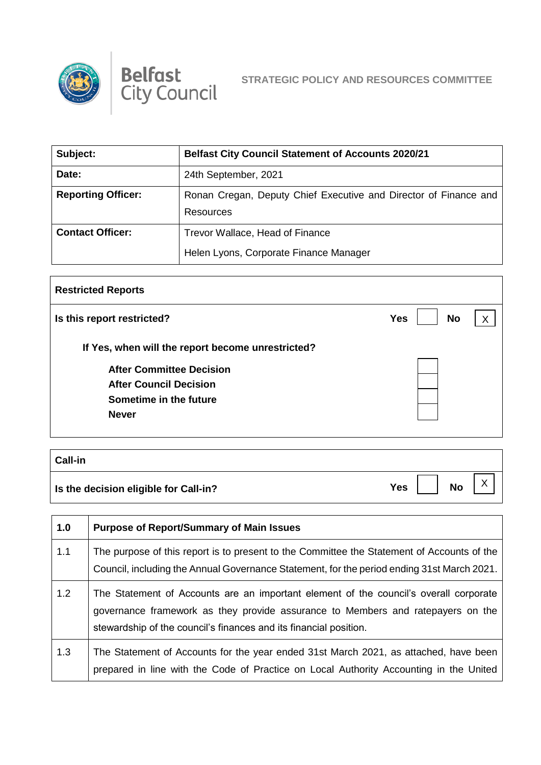**Belfast City Council**

**STRATEGIC POLICY AND RESOURCES COMMITTEE**

| **Subject:** | **Belfast City Council Statement of Accounts 2020/21** |
|---|---|
| **Date:** | 24th September, 2021 |
| **Reporting Officer:** | Ronan Cregan, Deputy Chief Executive and Director of Finance and Resources |
| **Contact Officer:** | Trevor Wallace, Head of Finance<br>Helen Lyons, Corporate Finance Manager |

| **Restricted Reports** | | |
|---|---|---|
| **Is this report restricted?** | **Yes** [ ] | **No** [X] |
| **If Yes, when will the report become unrestricted?** | | |
| **After Committee Decision** | [ ] | |
| **After Council Decision** | [ ] | |
| **Sometime in the future** | [ ] | |
| **Never** | [ ] | |

| **Call-in** | | |
|---|---|---|
| **Is the decision eligible for Call-in?** | **Yes** [ ] | **No** [X] |

| **1.0** | **Purpose of Report/Summary of Main Issues** |
|---|---|
| 1.1 | The purpose of this report is to present to the Committee the Statement of Accounts of the Council, including the Annual Governance Statement, for the period ending 31st March 2021. |
| 1.2 | The Statement of Accounts are an important element of the council's overall corporate governance framework as they provide assurance to Members and ratepayers on the stewardship of the council's finances and its financial position. |
| 1.3 | The Statement of Accounts for the year ended 31st March 2021, as attached, have been prepared in line with the Code of Practice on Local Authority Accounting in the United |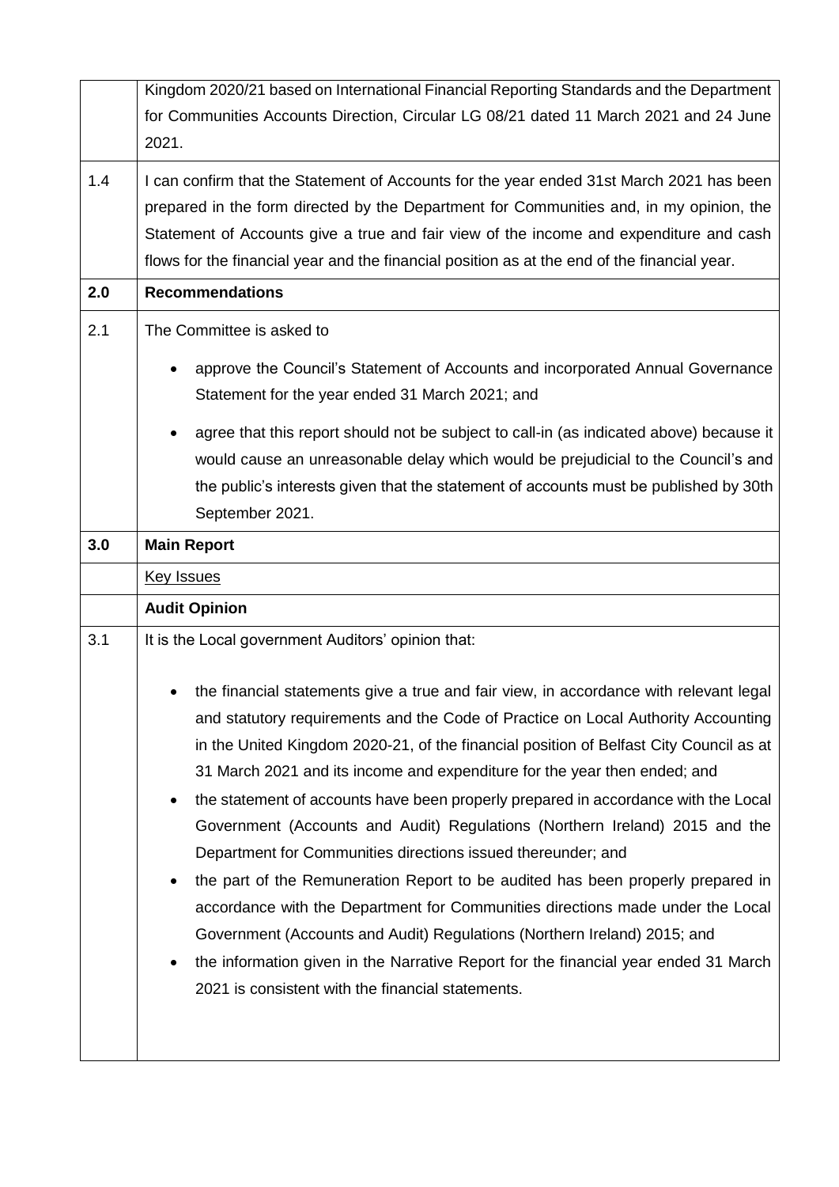| | |
|---|---|
| | Kingdom 2020/21 based on International Financial Reporting Standards and the Department for Communities Accounts Direction, Circular LG 08/21 dated 11 March 2021 and 24 June 2021. |
| 1.4 | I can confirm that the Statement of Accounts for the year ended 31st March 2021 has been prepared in the form directed by the Department for Communities and, in my opinion, the Statement of Accounts give a true and fair view of the income and expenditure and cash flows for the financial year and the financial position as at the end of the financial year. |
| **2.0** | **Recommendations** |
| 2.1 | The Committee is asked to<br><br>• approve the Council's Statement of Accounts and incorporated Annual Governance Statement for the year ended 31 March 2021; and<br><br>• agree that this report should not be subject to call-in (as indicated above) because it would cause an unreasonable delay which would be prejudicial to the Council's and the public's interests given that the statement of accounts must be published by 30th September 2021. |
| **3.0** | **Main Report** |
| | <u>Key Issues</u> |
| | **Audit Opinion** |
| 3.1 | It is the Local government Auditors' opinion that:<br><br>• the financial statements give a true and fair view, in accordance with relevant legal and statutory requirements and the Code of Practice on Local Authority Accounting in the United Kingdom 2020-21, of the financial position of Belfast City Council as at 31 March 2021 and its income and expenditure for the year then ended; and<br>• the statement of accounts have been properly prepared in accordance with the Local Government (Accounts and Audit) Regulations (Northern Ireland) 2015 and the Department for Communities directions issued thereunder; and<br>• the part of the Remuneration Report to be audited has been properly prepared in accordance with the Department for Communities directions made under the Local Government (Accounts and Audit) Regulations (Northern Ireland) 2015; and<br>• the information given in the Narrative Report for the financial year ended 31 March 2021 is consistent with the financial statements. |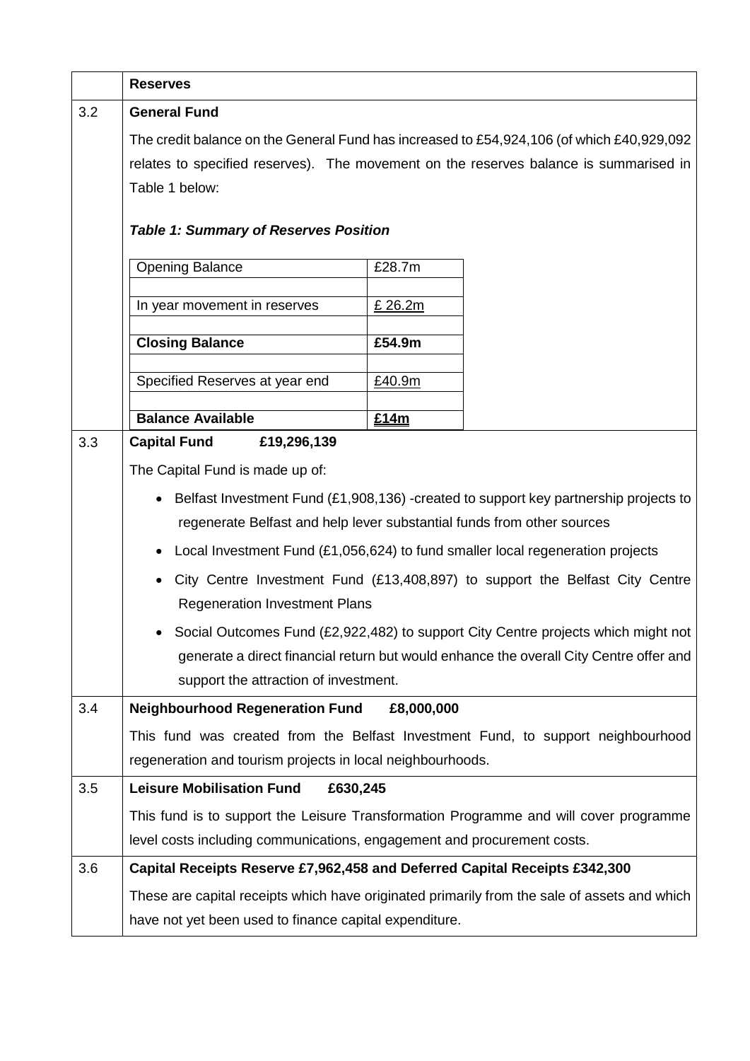**Reserves**

3.2 **General Fund**

The credit balance on the General Fund has increased to £54,924,106 (of which £40,929,092 relates to specified reserves). The movement on the reserves balance is summarised in Table 1 below:

***Table 1: Summary of Reserves Position***

| | |
|---|---|
| Opening Balance | £28.7m |
| | |
| In year movement in reserves | £ 26.2m |
| | |
| **Closing Balance** | **£54.9m** |
| | |
| Specified Reserves at year end | £40.9m |
| | |
| **Balance Available** | **£14m** |

3.3 **Capital Fund £19,296,139**

The Capital Fund is made up of:

- Belfast Investment Fund (£1,908,136) -created to support key partnership projects to regenerate Belfast and help lever substantial funds from other sources
- Local Investment Fund (£1,056,624) to fund smaller local regeneration projects
- City Centre Investment Fund (£13,408,897) to support the Belfast City Centre Regeneration Investment Plans
- Social Outcomes Fund (£2,922,482) to support City Centre projects which might not generate a direct financial return but would enhance the overall City Centre offer and support the attraction of investment.

3.4 **Neighbourhood Regeneration Fund £8,000,000**

This fund was created from the Belfast Investment Fund, to support neighbourhood regeneration and tourism projects in local neighbourhoods.

3.5 **Leisure Mobilisation Fund £630,245**

This fund is to support the Leisure Transformation Programme and will cover programme level costs including communications, engagement and procurement costs.

3.6 **Capital Receipts Reserve £7,962,458 and Deferred Capital Receipts £342,300**

These are capital receipts which have originated primarily from the sale of assets and which have not yet been used to finance capital expenditure.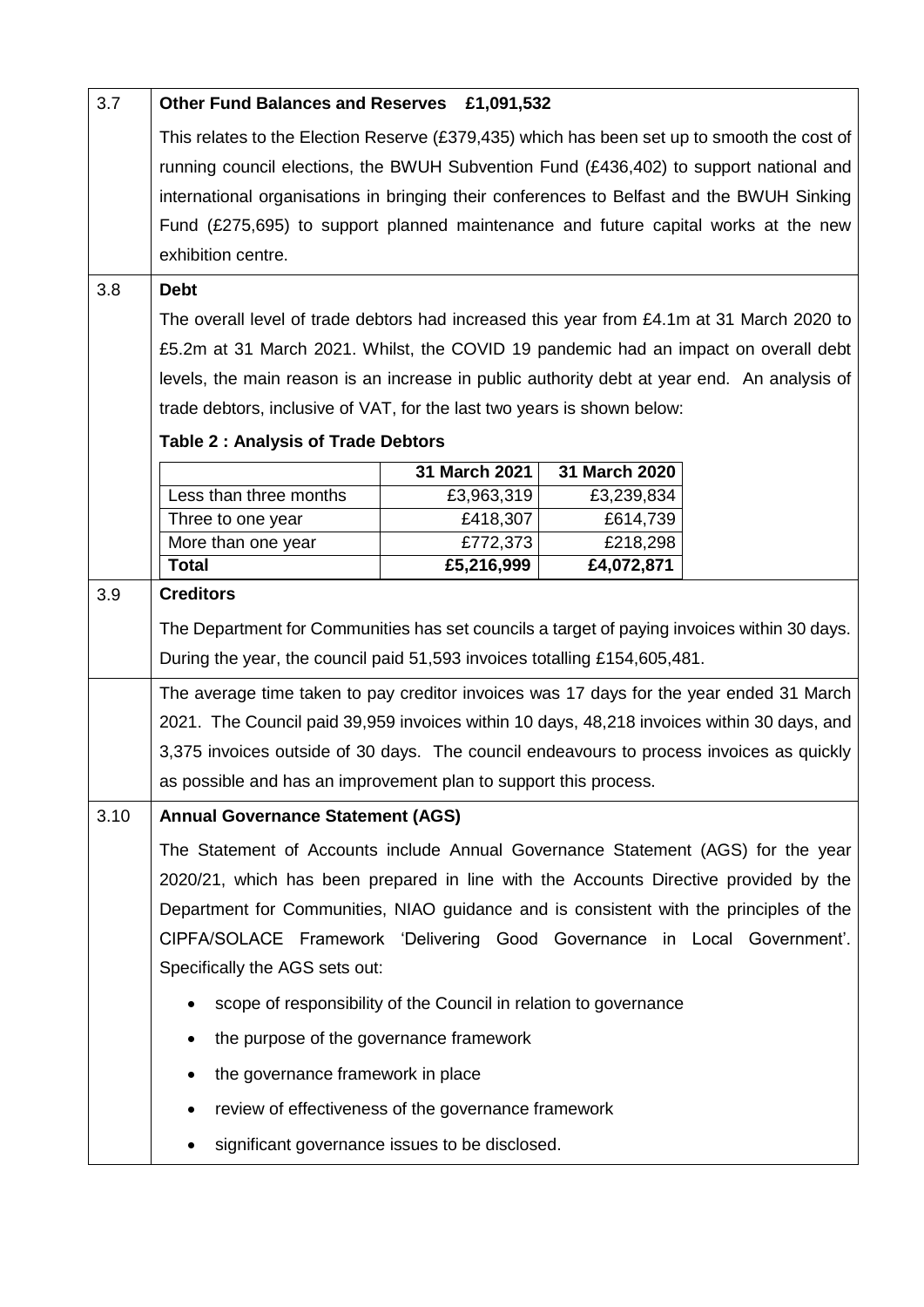## 3.7 Other Fund Balances and Reserves £1,091,532

This relates to the Election Reserve (£379,435) which has been set up to smooth the cost of running council elections, the BWUH Subvention Fund (£436,402) to support national and international organisations in bringing their conferences to Belfast and the BWUH Sinking Fund (£275,695) to support planned maintenance and future capital works at the new exhibition centre.

## 3.8 Debt

The overall level of trade debtors had increased this year from £4.1m at 31 March 2020 to £5.2m at 31 March 2021. Whilst, the COVID 19 pandemic had an impact on overall debt levels, the main reason is an increase in public authority debt at year end. An analysis of trade debtors, inclusive of VAT, for the last two years is shown below:

**Table 2 : Analysis of Trade Debtors**

| | 31 March 2021 | 31 March 2020 |
|---|---|---|
| Less than three months | £3,963,319 | £3,239,834 |
| Three to one year | £418,307 | £614,739 |
| More than one year | £772,373 | £218,298 |
| **Total** | **£5,216,999** | **£4,072,871** |

## 3.9 Creditors

The Department for Communities has set councils a target of paying invoices within 30 days. During the year, the council paid 51,593 invoices totalling £154,605,481.

The average time taken to pay creditor invoices was 17 days for the year ended 31 March 2021. The Council paid 39,959 invoices within 10 days, 48,218 invoices within 30 days, and 3,375 invoices outside of 30 days. The council endeavours to process invoices as quickly as possible and has an improvement plan to support this process.

## 3.10 Annual Governance Statement (AGS)

The Statement of Accounts include Annual Governance Statement (AGS) for the year 2020/21, which has been prepared in line with the Accounts Directive provided by the Department for Communities, NIAO guidance and is consistent with the principles of the CIPFA/SOLACE Framework 'Delivering Good Governance in Local Government'. Specifically the AGS sets out:

- scope of responsibility of the Council in relation to governance
- the purpose of the governance framework
- the governance framework in place
- review of effectiveness of the governance framework
- significant governance issues to be disclosed.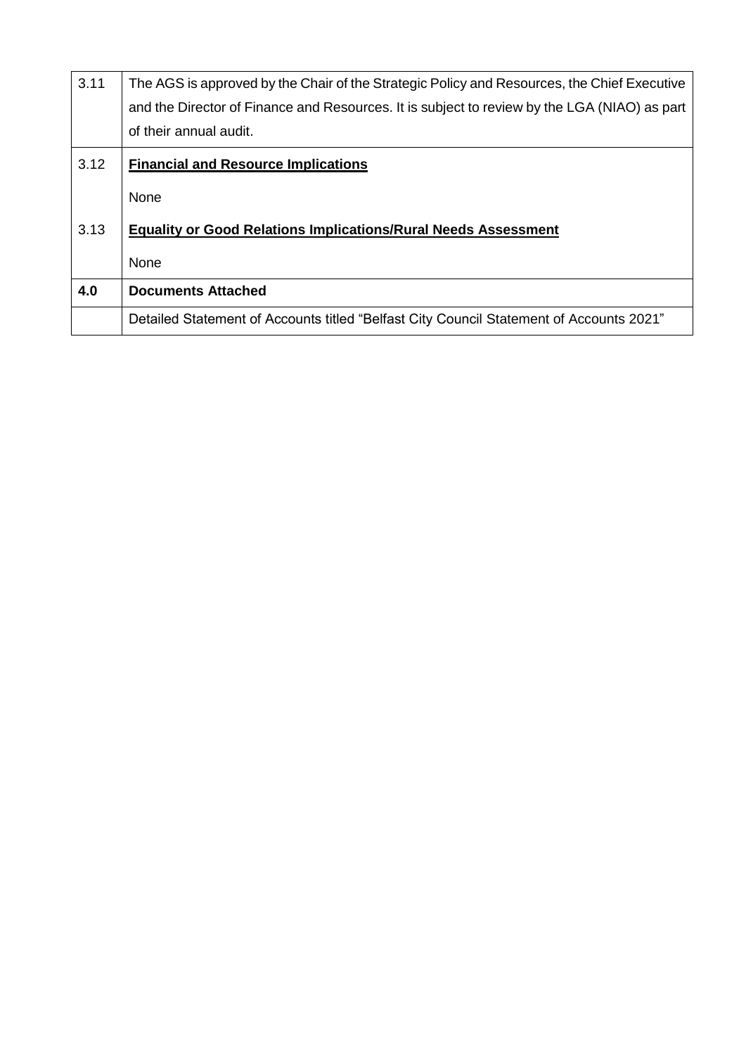| | |
|---|---|
| 3.11 | The AGS is approved by the Chair of the Strategic Policy and Resources, the Chief Executive and the Director of Finance and Resources. It is subject to review by the LGA (NIAO) as part of their annual audit. |
| 3.12 | **Financial and Resource Implications**<br><br>None |
| 3.13 | **Equality or Good Relations Implications/Rural Needs Assessment**<br><br>None |
| **4.0** | **Documents Attached** |
| | Detailed Statement of Accounts titled "Belfast City Council Statement of Accounts 2021" |